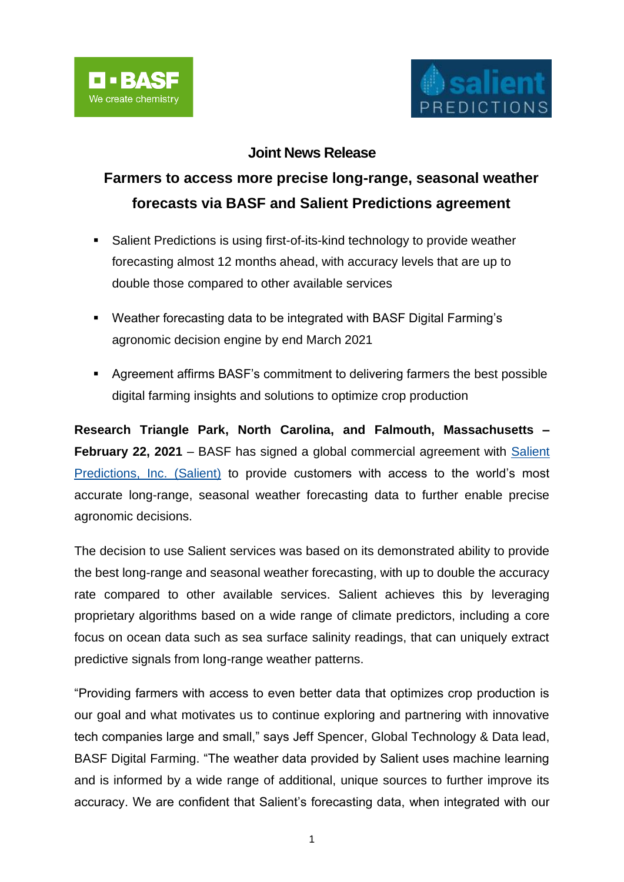**Joint News Release**

# Farmers to access more precise long-range, seasonal weather forecasts via BASF and Salient Predictions agreement

- Salient Predictions is using first-of-its-kind technology to provide weather forecasting almost 12 months ahead, with accuracy levels that are up to double those compared to other available services
- Weather forecasting data to be integrated with BASF Digital Farming's agronomic decision engine by end March 2021
- Agreement affirms BASF's commitment to delivering farmers the best possible digital farming insights and solutions to optimize crop production

**Research Triangle Park, North Carolina, and Falmouth, Massachusetts – February 22, 2021** – BASF has signed a global commercial agreement with Salient Predictions, Inc. (Salient) to provide customers with access to the world's most accurate long-range, seasonal weather forecasting data to further enable precise agronomic decisions.

The decision to use Salient services was based on its demonstrated ability to provide the best long-range and seasonal weather forecasting, with up to double the accuracy rate compared to other available services. Salient achieves this by leveraging proprietary algorithms based on a wide range of climate predictors, including a core focus on ocean data such as sea surface salinity readings, that can uniquely extract predictive signals from long-range weather patterns.

"Providing farmers with access to even better data that optimizes crop production is our goal and what motivates us to continue exploring and partnering with innovative tech companies large and small," says Jeff Spencer, Global Technology & Data lead, BASF Digital Farming. "The weather data provided by Salient uses machine learning and is informed by a wide range of additional, unique sources to further improve its accuracy. We are confident that Salient's forecasting data, when integrated with our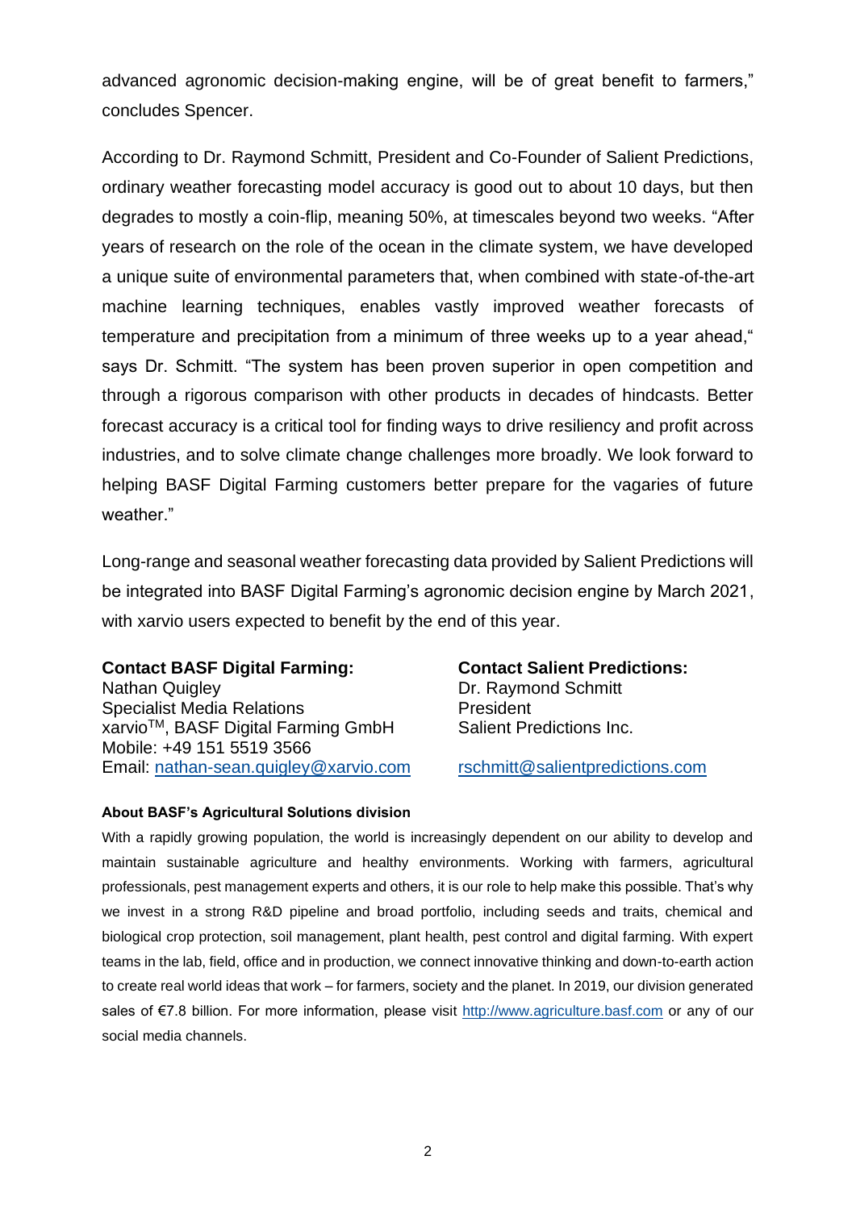advanced agronomic decision-making engine, will be of great benefit to farmers," concludes Spencer.

According to Dr. Raymond Schmitt, President and Co-Founder of Salient Predictions, ordinary weather forecasting model accuracy is good out to about 10 days, but then degrades to mostly a coin-flip, meaning 50%, at timescales beyond two weeks. "After years of research on the role of the ocean in the climate system, we have developed a unique suite of environmental parameters that, when combined with state-of-the-art machine learning techniques, enables vastly improved weather forecasts of temperature and precipitation from a minimum of three weeks up to a year ahead," says Dr. Schmitt. "The system has been proven superior in open competition and through a rigorous comparison with other products in decades of hindcasts. Better forecast accuracy is a critical tool for finding ways to drive resiliency and profit across industries, and to solve climate change challenges more broadly. We look forward to helping BASF Digital Farming customers better prepare for the vagaries of future weather."

Long-range and seasonal weather forecasting data provided by Salient Predictions will be integrated into BASF Digital Farming's agronomic decision engine by March 2021, with xarvio users expected to benefit by the end of this year.

**Contact BASF Digital Farming:**
Nathan Quigley
Specialist Media Relations
xarvio™, BASF Digital Farming GmbH
Mobile: +49 151 5519 3566
Email: nathan-sean.quigley@xarvio.com

**Contact Salient Predictions:**
Dr. Raymond Schmitt
President
Salient Predictions Inc.
rschmitt@salientpredictions.com

**About BASF's Agricultural Solutions division**

With a rapidly growing population, the world is increasingly dependent on our ability to develop and maintain sustainable agriculture and healthy environments. Working with farmers, agricultural professionals, pest management experts and others, it is our role to help make this possible. That's why we invest in a strong R&D pipeline and broad portfolio, including seeds and traits, chemical and biological crop protection, soil management, plant health, pest control and digital farming. With expert teams in the lab, field, office and in production, we connect innovative thinking and down-to-earth action to create real world ideas that work – for farmers, society and the planet. In 2019, our division generated sales of €7.8 billion. For more information, please visit http://www.agriculture.basf.com or any of our social media channels.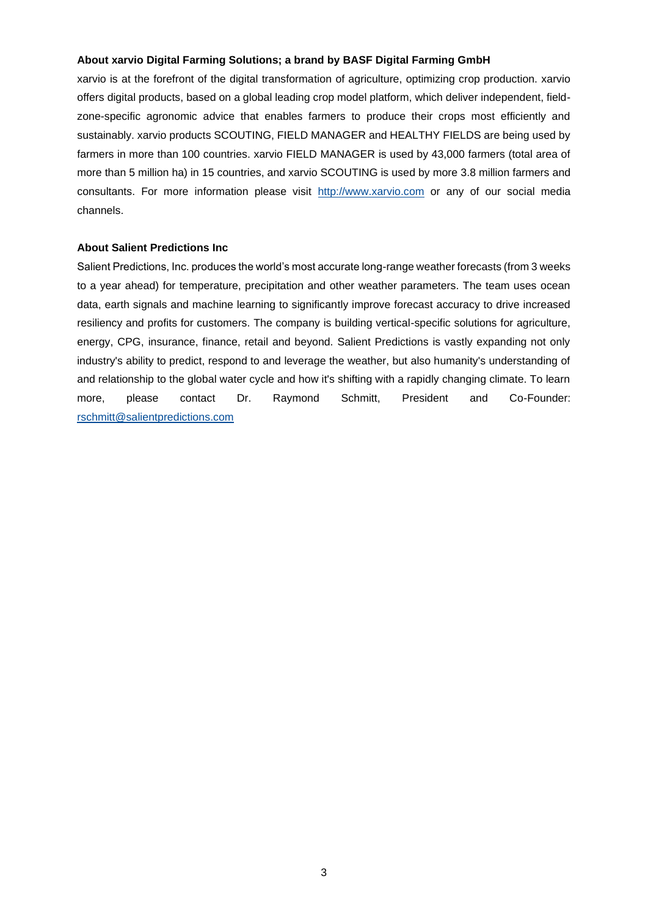**About xarvio Digital Farming Solutions; a brand by BASF Digital Farming GmbH**

xarvio is at the forefront of the digital transformation of agriculture, optimizing crop production. xarvio offers digital products, based on a global leading crop model platform, which deliver independent, field-zone-specific agronomic advice that enables farmers to produce their crops most efficiently and sustainably. xarvio products SCOUTING, FIELD MANAGER and HEALTHY FIELDS are being used by farmers in more than 100 countries. xarvio FIELD MANAGER is used by 43,000 farmers (total area of more than 5 million ha) in 15 countries, and xarvio SCOUTING is used by more 3.8 million farmers and consultants. For more information please visit [http://www.xarvio.com](http://www.xarvio.com) or any of our social media channels.

**About Salient Predictions Inc**

Salient Predictions, Inc. produces the world's most accurate long-range weather forecasts (from 3 weeks to a year ahead) for temperature, precipitation and other weather parameters. The team uses ocean data, earth signals and machine learning to significantly improve forecast accuracy to drive increased resiliency and profits for customers. The company is building vertical-specific solutions for agriculture, energy, CPG, insurance, finance, retail and beyond. Salient Predictions is vastly expanding not only industry's ability to predict, respond to and leverage the weather, but also humanity's understanding of and relationship to the global water cycle and how it's shifting with a rapidly changing climate. To learn more, please contact Dr. Raymond Schmitt, President and Co-Founder: [rschmitt@salientpredictions.com](mailto:rschmitt@salientpredictions.com)